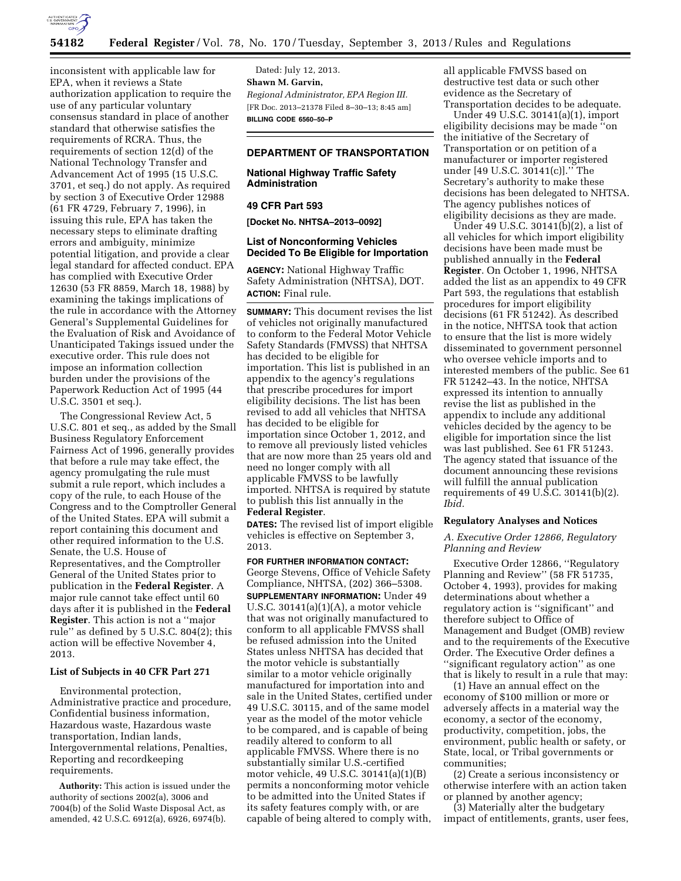inconsistent with applicable law for EPA, when it reviews a State authorization application to require the use of any particular voluntary consensus standard in place of another standard that otherwise satisfies the requirements of RCRA. Thus, the requirements of section 12(d) of the National Technology Transfer and Advancement Act of 1995 (15 U.S.C. 3701, et seq.) do not apply. As required by section 3 of Executive Order 12988 (61 FR 4729, February 7, 1996), in issuing this rule, EPA has taken the necessary steps to eliminate drafting errors and ambiguity, minimize potential litigation, and provide a clear legal standard for affected conduct. EPA has complied with Executive Order 12630 (53 FR 8859, March 18, 1988) by examining the takings implications of the rule in accordance with the Attorney General's Supplemental Guidelines for the Evaluation of Risk and Avoidance of Unanticipated Takings issued under the executive order. This rule does not impose an information collection burden under the provisions of the Paperwork Reduction Act of 1995 (44 U.S.C. 3501 et seq.).

The Congressional Review Act, 5 U.S.C. 801 et seq., as added by the Small Business Regulatory Enforcement Fairness Act of 1996, generally provides that before a rule may take effect, the agency promulgating the rule must submit a rule report, which includes a copy of the rule, to each House of the Congress and to the Comptroller General of the United States. EPA will submit a report containing this document and other required information to the U.S. Senate, the U.S. House of Representatives, and the Comptroller General of the United States prior to publication in the **Federal Register**. A major rule cannot take effect until 60 days after it is published in the **Federal Register**. This action is not a "major rule" as defined by 5 U.S.C. 804(2); this action will be effective November 4, 2013.

### List of Subjects in 40 CFR Part 271

Environmental protection, Administrative practice and procedure, Confidential business information, Hazardous waste, Hazardous waste transportation, Indian lands, Intergovernmental relations, Penalties, Reporting and recordkeeping requirements.

**Authority:** This action is issued under the authority of sections 2002(a), 3006 and 7004(b) of the Solid Waste Disposal Act, as amended, 42 U.S.C. 6912(a), 6926, 6974(b).

Dated: July 12, 2013.

**Shawn M. Garvin,**

*Regional Administrator, EPA Region III.*

[FR Doc. 2013–21378 Filed 8–30–13; 8:45 am]

**BILLING CODE 6560–50–P**

## DEPARTMENT OF TRANSPORTATION

### National Highway Traffic Safety Administration

### 49 CFR Part 593

**[Docket No. NHTSA–2013–0092]**

### List of Nonconforming Vehicles Decided To Be Eligible for Importation

**AGENCY:** National Highway Traffic Safety Administration (NHTSA), DOT.

**ACTION:** Final rule.

**SUMMARY:** This document revises the list of vehicles not originally manufactured to conform to the Federal Motor Vehicle Safety Standards (FMVSS) that NHTSA has decided to be eligible for importation. This list is published in an appendix to the agency's regulations that prescribe procedures for import eligibility decisions. The list has been revised to add all vehicles that NHTSA has decided to be eligible for importation since October 1, 2012, and to remove all previously listed vehicles that are now more than 25 years old and need no longer comply with all applicable FMVSS to be lawfully imported. NHTSA is required by statute to publish this list annually in the **Federal Register**.

**DATES:** The revised list of import eligible vehicles is effective on September 3, 2013.

**FOR FURTHER INFORMATION CONTACT:** George Stevens, Office of Vehicle Safety Compliance, NHTSA, (202) 366–5308.

**SUPPLEMENTARY INFORMATION:** Under 49 U.S.C. 30141(a)(1)(A), a motor vehicle that was not originally manufactured to conform to all applicable FMVSS shall be refused admission into the United States unless NHTSA has decided that the motor vehicle is substantially similar to a motor vehicle originally manufactured for importation into and sale in the United States, certified under 49 U.S.C. 30115, and of the same model year as the model of the motor vehicle to be compared, and is capable of being readily altered to conform to all applicable FMVSS. Where there is no substantially similar U.S.-certified motor vehicle, 49 U.S.C. 30141(a)(1)(B) permits a nonconforming motor vehicle to be admitted into the United States if its safety features comply with, or are capable of being altered to comply with, all applicable FMVSS based on destructive test data or such other evidence as the Secretary of Transportation decides to be adequate.

Under 49 U.S.C. 30141(a)(1), import eligibility decisions may be made "on the initiative of the Secretary of Transportation or on petition of a manufacturer or importer registered under [49 U.S.C. 30141(c)]." The Secretary's authority to make these decisions has been delegated to NHTSA. The agency publishes notices of eligibility decisions as they are made.

Under 49 U.S.C. 30141(b)(2), a list of all vehicles for which import eligibility decisions have been made must be published annually in the **Federal Register**. On October 1, 1996, NHTSA added the list as an appendix to 49 CFR Part 593, the regulations that establish procedures for import eligibility decisions (61 FR 51242). As described in the notice, NHTSA took that action to ensure that the list is more widely disseminated to government personnel who oversee vehicle imports and to interested members of the public. See 61 FR 51242–43. In the notice, NHTSA expressed its intention to annually revise the list as published in the appendix to include any additional vehicles decided by the agency to be eligible for importation since the list was last published. See 61 FR 51243. The agency stated that issuance of the document announcing these revisions will fulfill the annual publication requirements of 49 U.S.C. 30141(b)(2). *Ibid.*

### Regulatory Analyses and Notices

#### *A. Executive Order 12866, Regulatory Planning and Review*

Executive Order 12866, "Regulatory Planning and Review" (58 FR 51735, October 4, 1993), provides for making determinations about whether a regulatory action is "significant" and therefore subject to Office of Management and Budget (OMB) review and to the requirements of the Executive Order. The Executive Order defines a "significant regulatory action" as one that is likely to result in a rule that may:

(1) Have an annual effect on the economy of $100 million or more or adversely affects in a material way the economy, a sector of the economy, productivity, competition, jobs, the environment, public health or safety, or State, local, or Tribal governments or communities;

(2) Create a serious inconsistency or otherwise interfere with an action taken or planned by another agency;

(3) Materially alter the budgetary impact of entitlements, grants, user fees,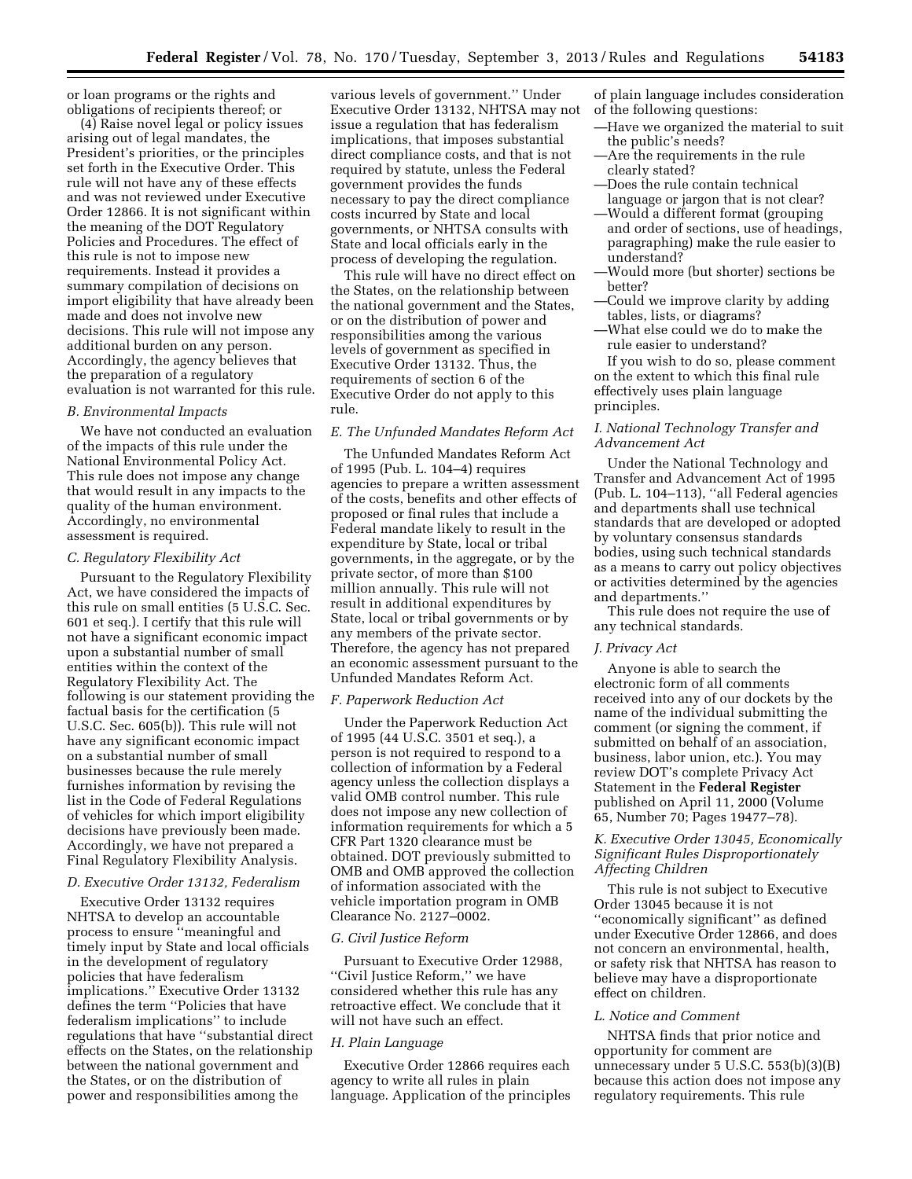or loan programs or the rights and obligations of recipients thereof; or

(4) Raise novel legal or policy issues arising out of legal mandates, the President's priorities, or the principles set forth in the Executive Order. This rule will not have any of these effects and was not reviewed under Executive Order 12866. It is not significant within the meaning of the DOT Regulatory Policies and Procedures. The effect of this rule is not to impose new requirements. Instead it provides a summary compilation of decisions on import eligibility that have already been made and does not involve new decisions. This rule will not impose any additional burden on any person. Accordingly, the agency believes that the preparation of a regulatory evaluation is not warranted for this rule.

### *B. Environmental Impacts*

We have not conducted an evaluation of the impacts of this rule under the National Environmental Policy Act. This rule does not impose any change that would result in any impacts to the quality of the human environment. Accordingly, no environmental assessment is required.

### *C. Regulatory Flexibility Act*

Pursuant to the Regulatory Flexibility Act, we have considered the impacts of this rule on small entities (5 U.S.C. Sec. 601 et seq.). I certify that this rule will not have a significant economic impact upon a substantial number of small entities within the context of the Regulatory Flexibility Act. The following is our statement providing the factual basis for the certification (5 U.S.C. Sec. 605(b)). This rule will not have any significant economic impact on a substantial number of small businesses because the rule merely furnishes information by revising the list in the Code of Federal Regulations of vehicles for which import eligibility decisions have previously been made. Accordingly, we have not prepared a Final Regulatory Flexibility Analysis.

### *D. Executive Order 13132, Federalism*

Executive Order 13132 requires NHTSA to develop an accountable process to ensure "meaningful and timely input by State and local officials in the development of regulatory policies that have federalism implications." Executive Order 13132 defines the term "Policies that have federalism implications" to include regulations that have "substantial direct effects on the States, on the relationship between the national government and the States, or on the distribution of power and responsibilities among the various levels of government." Under Executive Order 13132, NHTSA may not issue a regulation that has federalism implications, that imposes substantial direct compliance costs, and that is not required by statute, unless the Federal government provides the funds necessary to pay the direct compliance costs incurred by State and local governments, or NHTSA consults with State and local officials early in the process of developing the regulation.

This rule will have no direct effect on the States, on the relationship between the national government and the States, or on the distribution of power and responsibilities among the various levels of government as specified in Executive Order 13132. Thus, the requirements of section 6 of the Executive Order do not apply to this rule.

### *E. The Unfunded Mandates Reform Act*

The Unfunded Mandates Reform Act of 1995 (Pub. L. 104–4) requires agencies to prepare a written assessment of the costs, benefits and other effects of proposed or final rules that include a Federal mandate likely to result in the expenditure by State, local or tribal governments, in the aggregate, or by the private sector, of more than $100 million annually. This rule will not result in additional expenditures by State, local or tribal governments or by any members of the private sector. Therefore, the agency has not prepared an economic assessment pursuant to the Unfunded Mandates Reform Act.

### *F. Paperwork Reduction Act*

Under the Paperwork Reduction Act of 1995 (44 U.S.C. 3501 et seq.), a person is not required to respond to a collection of information by a Federal agency unless the collection displays a valid OMB control number. This rule does not impose any new collection of information requirements for which a 5 CFR Part 1320 clearance must be obtained. DOT previously submitted to OMB and OMB approved the collection of information associated with the vehicle importation program in OMB Clearance No. 2127–0002.

### *G. Civil Justice Reform*

Pursuant to Executive Order 12988, "Civil Justice Reform," we have considered whether this rule has any retroactive effect. We conclude that it will not have such an effect.

### *H. Plain Language*

Executive Order 12866 requires each agency to write all rules in plain language. Application of the principles of plain language includes consideration of the following questions:

—Have we organized the material to suit the public's needs?
—Are the requirements in the rule clearly stated?
—Does the rule contain technical language or jargon that is not clear?
—Would a different format (grouping and order of sections, use of headings, paragraphing) make the rule easier to understand?
—Would more (but shorter) sections be better?
—Could we improve clarity by adding tables, lists, or diagrams?
—What else could we do to make the rule easier to understand?

If you wish to do so, please comment on the extent to which this final rule effectively uses plain language principles.

### *I. National Technology Transfer and Advancement Act*

Under the National Technology and Transfer and Advancement Act of 1995 (Pub. L. 104–113), "all Federal agencies and departments shall use technical standards that are developed or adopted by voluntary consensus standards bodies, using such technical standards as a means to carry out policy objectives or activities determined by the agencies and departments."

This rule does not require the use of any technical standards.

### *J. Privacy Act*

Anyone is able to search the electronic form of all comments received into any of our dockets by the name of the individual submitting the comment (or signing the comment, if submitted on behalf of an association, business, labor union, etc.). You may review DOT's complete Privacy Act Statement in the **Federal Register** published on April 11, 2000 (Volume 65, Number 70; Pages 19477–78).

### *K. Executive Order 13045, Economically Significant Rules Disproportionately Affecting Children*

This rule is not subject to Executive Order 13045 because it is not "economically significant" as defined under Executive Order 12866, and does not concern an environmental, health, or safety risk that NHTSA has reason to believe may have a disproportionate effect on children.

### *L. Notice and Comment*

NHTSA finds that prior notice and opportunity for comment are unnecessary under 5 U.S.C. 553(b)(3)(B) because this action does not impose any regulatory requirements. This rule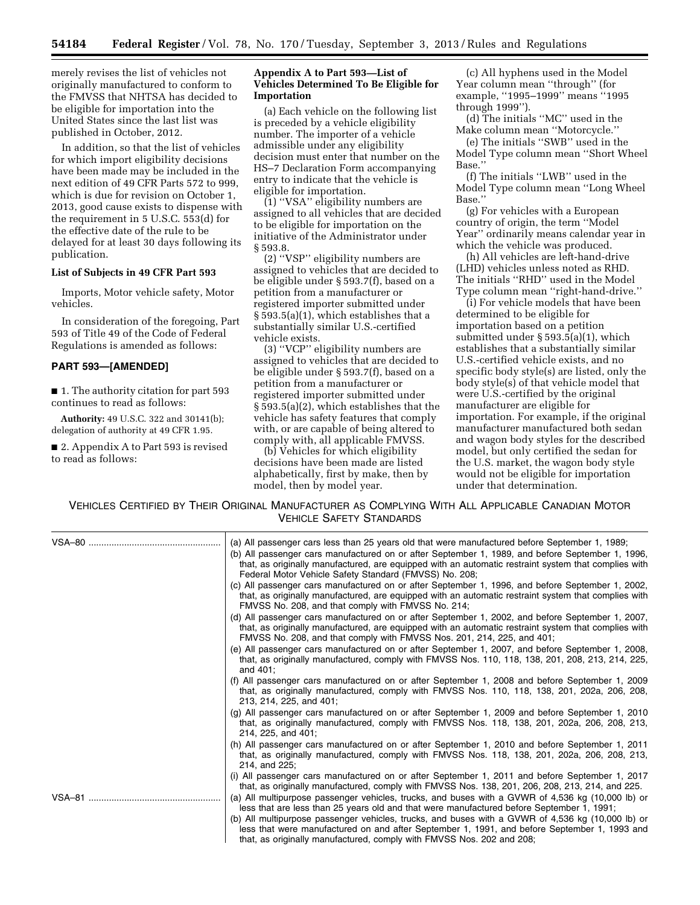merely revises the list of vehicles not originally manufactured to conform to the FMVSS that NHTSA has decided to be eligible for importation into the United States since the last list was published in October, 2012.

In addition, so that the list of vehicles for which import eligibility decisions have been made may be included in the next edition of 49 CFR Parts 572 to 999, which is due for revision on October 1, 2013, good cause exists to dispense with the requirement in 5 U.S.C. 553(d) for the effective date of the rule to be delayed for at least 30 days following its publication.

**List of Subjects in 49 CFR Part 593**

Imports, Motor vehicle safety, Motor vehicles.

In consideration of the foregoing, Part 593 of Title 49 of the Code of Federal Regulations is amended as follows:

## PART 593—[AMENDED]

■ 1. The authority citation for part 593 continues to read as follows:

**Authority:** 49 U.S.C. 322 and 30141(b); delegation of authority at 49 CFR 1.95.

■ 2. Appendix A to Part 593 is revised to read as follows:

### Appendix A to Part 593—List of Vehicles Determined To Be Eligible for Importation

(a) Each vehicle on the following list is preceded by a vehicle eligibility number. The importer of a vehicle admissible under any eligibility decision must enter that number on the HS–7 Declaration Form accompanying entry to indicate that the vehicle is eligible for importation.

(1) ''VSA'' eligibility numbers are assigned to all vehicles that are decided to be eligible for importation on the initiative of the Administrator under § 593.8.

(2) ''VSP'' eligibility numbers are assigned to vehicles that are decided to be eligible under § 593.7(f), based on a petition from a manufacturer or registered importer submitted under § 593.5(a)(1), which establishes that a substantially similar U.S.-certified vehicle exists.

(3) ''VCP'' eligibility numbers are assigned to vehicles that are decided to be eligible under § 593.7(f), based on a petition from a manufacturer or registered importer submitted under § 593.5(a)(2), which establishes that the vehicle has safety features that comply with, or are capable of being altered to comply with, all applicable FMVSS.

(b) Vehicles for which eligibility decisions have been made are listed alphabetically, first by make, then by model, then by model year.

(c) All hyphens used in the Model Year column mean ''through'' (for example, ''1995–1999'' means ''1995 through 1999'').

(d) The initials ''MC'' used in the Make column mean ''Motorcycle.''

(e) The initials ''SWB'' used in the Model Type column mean ''Short Wheel Base.''

(f) The initials ''LWB'' used in the Model Type column mean ''Long Wheel Base.''

(g) For vehicles with a European country of origin, the term ''Model Year'' ordinarily means calendar year in which the vehicle was produced.

(h) All vehicles are left-hand-drive (LHD) vehicles unless noted as RHD. The initials ''RHD'' used in the Model Type column mean ''right-hand-drive.''

(i) For vehicle models that have been determined to be eligible for importation based on a petition submitted under § 593.5(a)(1), which establishes that a substantially similar U.S.-certified vehicle exists, and no specific body style(s) are listed, only the body style(s) of that vehicle model that were U.S.-certified by the original manufacturer are eligible for importation. For example, if the original manufacturer manufactured both sedan and wagon body styles for the described model, but only certified the sedan for the U.S. market, the wagon body style would not be eligible for importation under that determination.

VEHICLES CERTIFIED BY THEIR ORIGINAL MANUFACTURER AS COMPLYING WITH ALL APPLICABLE CANADIAN MOTOR VEHICLE SAFETY STANDARDS

| | |
|---|---|
| VSA–80 | (a) All passenger cars less than 25 years old that were manufactured before September 1, 1989;<br>(b) All passenger cars manufactured on or after September 1, 1989, and before September 1, 1996, that, as originally manufactured, are equipped with an automatic restraint system that complies with Federal Motor Vehicle Safety Standard (FMVSS) No. 208;<br>(c) All passenger cars manufactured on or after September 1, 1996, and before September 1, 2002, that, as originally manufactured, are equipped with an automatic restraint system that complies with FMVSS No. 208, and that comply with FMVSS No. 214;<br>(d) All passenger cars manufactured on or after September 1, 2002, and before September 1, 2007, that, as originally manufactured, are equipped with an automatic restraint system that complies with FMVSS No. 208, and that comply with FMVSS Nos. 201, 214, 225, and 401;<br>(e) All passenger cars manufactured on or after September 1, 2007, and before September 1, 2008, that, as originally manufactured, comply with FMVSS Nos. 110, 118, 138, 201, 208, 213, 214, 225, and 401;<br>(f) All passenger cars manufactured on or after September 1, 2008 and before September 1, 2009 that, as originally manufactured, comply with FMVSS Nos. 110, 118, 138, 201, 202a, 206, 208, 213, 214, 225, and 401;<br>(g) All passenger cars manufactured on or after September 1, 2009 and before September 1, 2010 that, as originally manufactured, comply with FMVSS Nos. 118, 138, 201, 202a, 206, 208, 213, 214, 225, and 401;<br>(h) All passenger cars manufactured on or after September 1, 2010 and before September 1, 2011 that, as originally manufactured, comply with FMVSS Nos. 118, 138, 201, 202a, 206, 208, 213, 214, and 225;<br>(i) All passenger cars manufactured on or after September 1, 2011 and before September 1, 2017 that, as originally manufactured, comply with FMVSS Nos. 138, 201, 206, 208, 213, 214, and 225. |
| VSA–81 | (a) All multipurpose passenger vehicles, trucks, and buses with a GVWR of 4,536 kg (10,000 lb) or less that are less than 25 years old and that were manufactured before September 1, 1991;<br>(b) All multipurpose passenger vehicles, trucks, and buses with a GVWR of 4,536 kg (10,000 lb) or less that were manufactured on and after September 1, 1991, and before September 1, 1993 and that, as originally manufactured, comply with FMVSS Nos. 202 and 208; |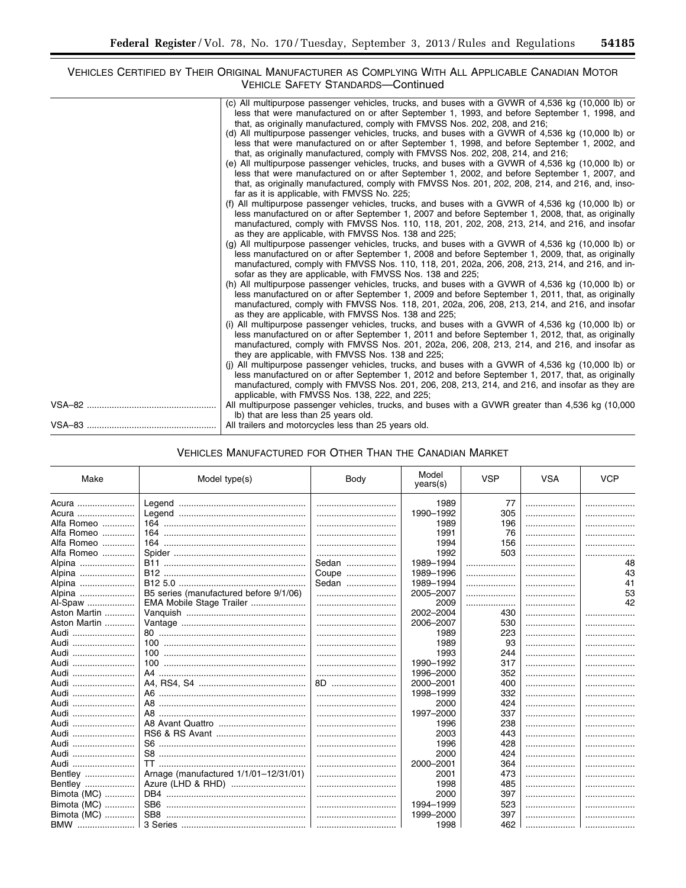VEHICLES CERTIFIED BY THEIR ORIGINAL MANUFACTURER AS COMPLYING WITH ALL APPLICABLE CANADIAN MOTOR VEHICLE SAFETY STANDARDS—Continued

| | |
|---|---|
| | (c) All multipurpose passenger vehicles, trucks, and buses with a GVWR of 4,536 kg (10,000 lb) or less that were manufactured on or after September 1, 1993, and before September 1, 1998, and that, as originally manufactured, comply with FMVSS Nos. 202, 208, and 216; (d) All multipurpose passenger vehicles, trucks, and buses with a GVWR of 4,536 kg (10,000 lb) or less that were manufactured on or after September 1, 1998, and before September 1, 2002, and that, as originally manufactured, comply with FMVSS Nos. 202, 208, 214, and 216; (e) All multipurpose passenger vehicles, trucks, and buses with a GVWR of 4,536 kg (10,000 lb) or less that were manufactured on or after September 1, 2002, and before September 1, 2007, and that, as originally manufactured, comply with FMVSS Nos. 201, 202, 208, 214, and 216, and, insofar as it is applicable, with FMVSS No. 225; (f) All multipurpose passenger vehicles, trucks, and buses with a GVWR of 4,536 kg (10,000 lb) or less manufactured on or after September 1, 2007 and before September 1, 2008, that, as originally manufactured, comply with FMVSS Nos. 110, 118, 201, 202, 208, 213, 214, and 216, and insofar as they are applicable, with FMVSS Nos. 138 and 225; (g) All multipurpose passenger vehicles, trucks, and buses with a GVWR of 4,536 kg (10,000 lb) or less manufactured on or after September 1, 2008 and before September 1, 2009, that, as originally manufactured, comply with FMVSS Nos. 110, 118, 201, 202a, 206, 208, 213, 214, and 216, and insofar as they are applicable, with FMVSS Nos. 138 and 225; (h) All multipurpose passenger vehicles, trucks, and buses with a GVWR of 4,536 kg (10,000 lb) or less manufactured on or after September 1, 2009 and before September 1, 2011, that, as originally manufactured, comply with FMVSS Nos. 118, 201, 202a, 206, 208, 213, 214, and 216, and insofar as they are applicable, with FMVSS Nos. 138 and 225; (i) All multipurpose passenger vehicles, trucks, and buses with a GVWR of 4,536 kg (10,000 lb) or less manufactured on or after September 1, 2011 and before September 1, 2012, that, as originally manufactured, comply with FMVSS Nos. 201, 202a, 206, 208, 213, 214, and 216, and insofar as they are applicable, with FMVSS Nos. 138 and 225; (j) All multipurpose passenger vehicles, trucks, and buses with a GVWR of 4,536 kg (10,000 lb) or less manufactured on or after September 1, 2012 and before September 1, 2017, that, as originally manufactured, comply with FMVSS Nos. 201, 206, 208, 213, 214, and 216, and insofar as they are applicable, with FMVSS Nos. 138, 222, and 225; |
| VSA–82 | All multipurpose passenger vehicles, trucks, and buses with a GVWR greater than 4,536 kg (10,000 lb) that are less than 25 years old. |
| VSA–83 | All trailers and motorcycles less than 25 years old. |

VEHICLES MANUFACTURED FOR OTHER THAN THE CANADIAN MARKET

| Make | Model type(s) | Body | Model years(s) | VSP | VSA | VCP |
|---|---|---|---|---|---|---|
| Acura | Legend | | 1989 | 77 | | |
| Acura | Legend | | 1990–1992 | 305 | | |
| Alfa Romeo | 164 | | 1989 | 196 | | |
| Alfa Romeo | 164 | | 1991 | 76 | | |
| Alfa Romeo | 164 | | 1994 | 156 | | |
| Alfa Romeo | Spider | | 1992 | 503 | | |
| Alpina | B11 | Sedan | 1989–1994 | | | 48 |
| Alpina | B12 | Coupe | 1989–1996 | | | 43 |
| Alpina | B12 5.0 | Sedan | 1989–1994 | | | 41 |
| Alpina | B5 series (manufactured before 9/1/06) | | 2005–2007 | | | 53 |
| Al-Spaw | EMA Mobile Stage Trailer | | 2009 | | | 42 |
| Aston Martin | Vanquish | | 2002–2004 | 430 | | |
| Aston Martin | Vantage | | 2006–2007 | 530 | | |
| Audi | 80 | | 1989 | 223 | | |
| Audi | 100 | | 1989 | 93 | | |
| Audi | 100 | | 1993 | 244 | | |
| Audi | 100 | | 1990–1992 | 317 | | |
| Audi | A4 | | 1996–2000 | 352 | | |
| Audi | A4, RS4, S4 | 8D | 2000–2001 | 400 | | |
| Audi | A6 | | 1998–1999 | 332 | | |
| Audi | A8 | | 2000 | 424 | | |
| Audi | A8 | | 1997–2000 | 337 | | |
| Audi | A8 Avant Quattro | | 1996 | 238 | | |
| Audi | RS6 & RS Avant | | 2003 | 443 | | |
| Audi | S6 | | 1996 | 428 | | |
| Audi | S8 | | 2000 | 424 | | |
| Audi | TT | | 2000–2001 | 364 | | |
| Bentley | Arnage (manufactured 1/1/01–12/31/01) | | 2001 | 473 | | |
| Bentley | Azure (LHD & RHD) | | 1998 | 485 | | |
| Bimota (MC) | DB4 | | 2000 | 397 | | |
| Bimota (MC) | SB6 | | 1994–1999 | 523 | | |
| Bimota (MC) | SB8 | | 1999–2000 | 397 | | |
| BMW | 3 Series | | 1998 | 462 | | |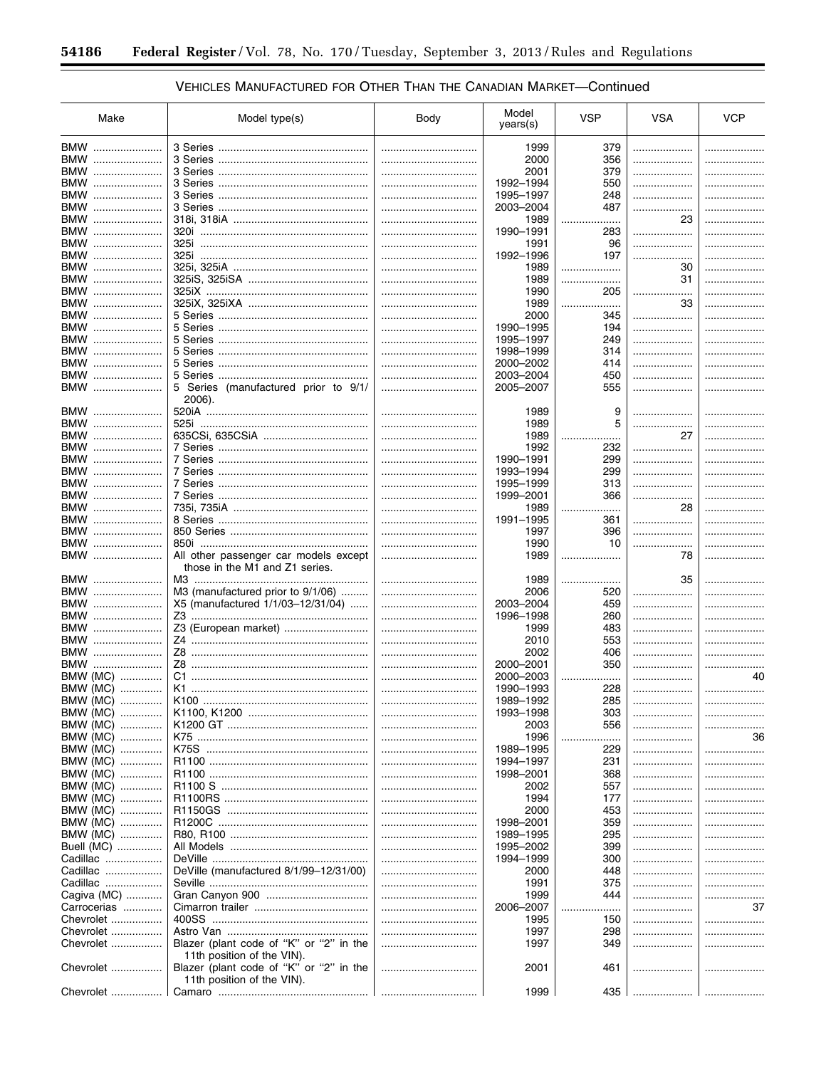VEHICLES MANUFACTURED FOR OTHER THAN THE CANADIAN MARKET—Continued

| Make | Model type(s) | Body | Model years(s) | VSP | VSA | VCP |
|---|---|---|---|---|---|---|
| BMW | 3 Series | | 1999 | 379 | | |
| BMW | 3 Series | | 2000 | 356 | | |
| BMW | 3 Series | | 2001 | 379 | | |
| BMW | 3 Series | | 1992–1994 | 550 | | |
| BMW | 3 Series | | 1995–1997 | 248 | | |
| BMW | 3 Series | | 2003–2004 | 487 | | |
| BMW | 318i, 318iA | | 1989 | | 23 | |
| BMW | 320i | | 1990–1991 | 283 | | |
| BMW | 325i | | 1991 | 96 | | |
| BMW | 325i | | 1992–1996 | 197 | | |
| BMW | 325i, 325iA | | 1989 | | 30 | |
| BMW | 325iS, 325iSA | | 1989 | | 31 | |
| BMW | 325iX | | 1990 | 205 | | |
| BMW | 325iX, 325iXA | | 1989 | | 33 | |
| BMW | 5 Series | | 2000 | 345 | | |
| BMW | 5 Series | | 1990–1995 | 194 | | |
| BMW | 5 Series | | 1995–1997 | 249 | | |
| BMW | 5 Series | | 1998–1999 | 314 | | |
| BMW | 5 Series | | 2000–2002 | 414 | | |
| BMW | 5 Series | | 2003–2004 | 450 | | |
| BMW | 5 Series (manufactured prior to 9/1/2006). | | 2005–2007 | 555 | | |
| BMW | 520iA | | 1989 | 9 | | |
| BMW | 525i | | 1989 | 5 | | |
| BMW | 635CSi, 635CSiA | | 1989 | | 27 | |
| BMW | 7 Series | | 1992 | 232 | | |
| BMW | 7 Series | | 1990–1991 | 299 | | |
| BMW | 7 Series | | 1993–1994 | 299 | | |
| BMW | 7 Series | | 1995–1999 | 313 | | |
| BMW | 7 Series | | 1999–2001 | 366 | | |
| BMW | 735i, 735iA | | 1989 | | 28 | |
| BMW | 8 Series | | 1991–1995 | 361 | | |
| BMW | 850 Series | | 1997 | 396 | | |
| BMW | 850i | | 1990 | 10 | | |
| BMW | All other passenger car models except those in the M1 and Z1 series. | | 1989 | | 78 | |
| BMW | M3 | | 1989 | | 35 | |
| BMW | M3 (manufactured prior to 9/1/06) | | 2006 | 520 | | |
| BMW | X5 (manufactured 1/1/03–12/31/04) | | 2003–2004 | 459 | | |
| BMW | Z3 | | 1996–1998 | 260 | | |
| BMW | Z3 (European market) | | 1999 | 483 | | |
| BMW | Z4 | | 2010 | 553 | | |
| BMW | Z8 | | 2002 | 406 | | |
| BMW | Z8 | | 2000–2001 | 350 | | |
| BMW (MC) | C1 | | 2000–2003 | | | 40 |
| BMW (MC) | K1 | | 1990–1993 | 228 | | |
| BMW (MC) | K100 | | 1989–1992 | 285 | | |
| BMW (MC) | K1100, K1200 | | 1993–1998 | 303 | | |
| BMW (MC) | K1200 GT | | 2003 | 556 | | |
| BMW (MC) | K75 | | 1996 | | | 36 |
| BMW (MC) | K75S | | 1989–1995 | 229 | | |
| BMW (MC) | R1100 | | 1994–1997 | 231 | | |
| BMW (MC) | R1100 | | 1998–2001 | 368 | | |
| BMW (MC) | R1100 S | | 2002 | 557 | | |
| BMW (MC) | R1100RS | | 1994 | 177 | | |
| BMW (MC) | R1150GS | | 2000 | 453 | | |
| BMW (MC) | R1200C | | 1998–2001 | 359 | | |
| BMW (MC) | R80, R100 | | 1989–1995 | 295 | | |
| Buell (MC) | All Models | | 1995–2002 | 399 | | |
| Cadillac | DeVille | | 1994–1999 | 300 | | |
| Cadillac | DeVille (manufactured 8/1/99–12/31/00) | | 2000 | 448 | | |
| Cadillac | Seville | | 1991 | 375 | | |
| Cagiva (MC) | Gran Canyon 900 | | 1999 | 444 | | |
| Carrocerias | Cimarron trailer | | 2006–2007 | | | 37 |
| Chevrolet | 400SS | | 1995 | 150 | | |
| Chevrolet | Astro Van | | 1997 | 298 | | |
| Chevrolet | Blazer (plant code of "K" or "2" in the 11th position of the VIN). | | 1997 | 349 | | |
| Chevrolet | Blazer (plant code of "K" or "2" in the 11th position of the VIN). | | 2001 | 461 | | |
| Chevrolet | Camaro | | 1999 | 435 | | |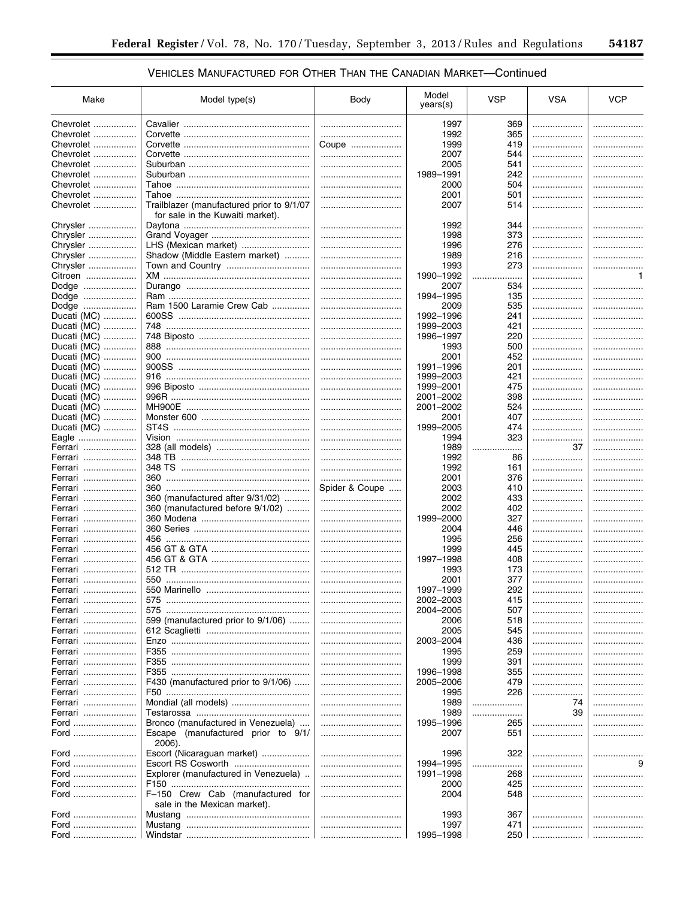## VEHICLES MANUFACTURED FOR OTHER THAN THE CANADIAN MARKET—Continued

| Make | Model type(s) | Body | Model year(s) | VSP | VSA | VCP |
|---|---|---|---|---|---|---|
| Chevrolet | Cavalier | | 1997 | 369 | | |
| Chevrolet | Corvette | | 1992 | 365 | | |
| Chevrolet | Corvette | Coupe | 1999 | 419 | | |
| Chevrolet | Corvette | | 2007 | 544 | | |
| Chevrolet | Suburban | | 2005 | 541 | | |
| Chevrolet | Suburban | | 1989–1991 | 242 | | |
| Chevrolet | Tahoe | | 2000 | 504 | | |
| Chevrolet | Tahoe | | 2001 | 501 | | |
| Chevrolet | Trailblazer (manufactured prior to 9/1/07 for sale in the Kuwaiti market). | | 2007 | 514 | | |
| Chrysler | Daytona | | 1992 | 344 | | |
| Chrysler | Grand Voyager | | 1998 | 373 | | |
| Chrysler | LHS (Mexican market) | | 1996 | 276 | | |
| Chrysler | Shadow (Middle Eastern market) | | 1989 | 216 | | |
| Chrysler | Town and Country | | 1993 | 273 | | |
| Citroen | XM | | 1990–1992 | | | 1 |
| Dodge | Durango | | 2007 | 534 | | |
| Dodge | Ram | | 1994–1995 | 135 | | |
| Dodge | Ram 1500 Laramie Crew Cab | | 2009 | 535 | | |
| Ducati (MC) | 600SS | | 1992–1996 | 241 | | |
| Ducati (MC) | 748 | | 1999–2003 | 421 | | |
| Ducati (MC) | 748 Biposto | | 1996–1997 | 220 | | |
| Ducati (MC) | 888 | | 1993 | 500 | | |
| Ducati (MC) | 900 | | 2001 | 452 | | |
| Ducati (MC) | 900SS | | 1991–1996 | 201 | | |
| Ducati (MC) | 916 | | 1999–2003 | 421 | | |
| Ducati (MC) | 996 Biposto | | 1999–2001 | 475 | | |
| Ducati (MC) | 996R | | 2001–2002 | 398 | | |
| Ducati (MC) | MH900E | | 2001–2002 | 524 | | |
| Ducati (MC) | Monster 600 | | 2001 | 407 | | |
| Ducati (MC) | ST4S | | 1999–2005 | 474 | | |
| Eagle | Vision | | 1994 | 323 | | |
| Ferrari | 328 (all models) | | 1989 | | 37 | |
| Ferrari | 348 TB | | 1992 | 86 | | |
| Ferrari | 348 TS | | 1992 | 161 | | |
| Ferrari | 360 | | 2001 | 376 | | |
| Ferrari | 360 | Spider & Coupe | 2003 | 410 | | |
| Ferrari | 360 (manufactured after 9/31/02) | | 2002 | 433 | | |
| Ferrari | 360 (manufactured before 9/1/02) | | 2002 | 402 | | |
| Ferrari | 360 Modena | | 1999–2000 | 327 | | |
| Ferrari | 360 Series | | 2004 | 446 | | |
| Ferrari | 456 | | 1995 | 256 | | |
| Ferrari | 456 GT & GTA | | 1999 | 445 | | |
| Ferrari | 456 GT & GTA | | 1997–1998 | 408 | | |
| Ferrari | 512 TR | | 1993 | 173 | | |
| Ferrari | 550 | | 2001 | 377 | | |
| Ferrari | 550 Marinello | | 1997–1999 | 292 | | |
| Ferrari | 575 | | 2002–2003 | 415 | | |
| Ferrari | 575 | | 2004–2005 | 507 | | |
| Ferrari | 599 (manufactured prior to 9/1/06) | | 2006 | 518 | | |
| Ferrari | 612 Scaglietti | | 2005 | 545 | | |
| Ferrari | Enzo | | 2003–2004 | 436 | | |
| Ferrari | F355 | | 1995 | 259 | | |
| Ferrari | F355 | | 1999 | 391 | | |
| Ferrari | F355 | | 1996–1998 | 355 | | |
| Ferrari | F430 (manufactured prior to 9/1/06) | | 2005–2006 | 479 | | |
| Ferrari | F50 | | 1995 | 226 | | |
| Ferrari | Mondial (all models) | | 1989 | | 74 | |
| Ferrari | Testarossa | | 1989 | | 39 | |
| Ford | Bronco (manufactured in Venezuela) | | 1995–1996 | 265 | | |
| Ford | Escape (manufactured prior to 9/1/2006). | | 2007 | 551 | | |
| Ford | Escort (Nicaraguan market) | | 1996 | 322 | | |
| Ford | Escort RS Cosworth | | 1994–1995 | | | 9 |
| Ford | Explorer (manufactured in Venezuela) | | 1991–1998 | 268 | | |
| Ford | F150 | | 2000 | 425 | | |
| Ford | F–150 Crew Cab (manufactured for sale in the Mexican market). | | 2004 | 548 | | |
| Ford | Mustang | | 1993 | 367 | | |
| Ford | Mustang | | 1997 | 471 | | |
| Ford | Windstar | | 1995–1998 | 250 | | |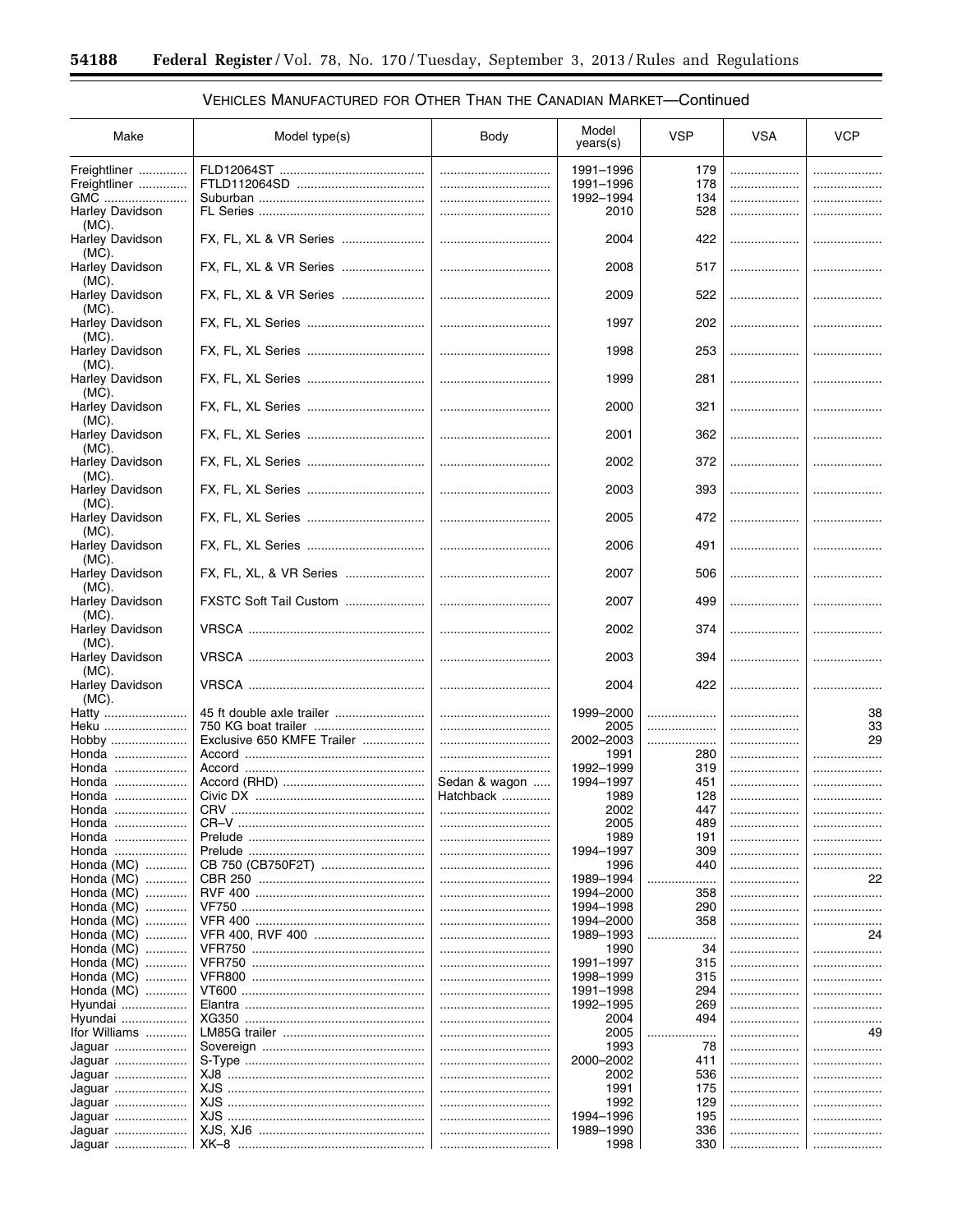VEHICLES MANUFACTURED FOR OTHER THAN THE CANADIAN MARKET—Continued

| Make | Model type(s) | Body | Model years(s) | VSP | VSA | VCP |
|---|---|---|---|---|---|---|
| Freightliner | FLD12064ST | | 1991–1996 | 179 | | |
| Freightliner | FTLD112064SD | | 1991–1996 | 178 | | |
| GMC | Suburban | | 1992–1994 | 134 | | |
| Harley Davidson (MC). | FL Series | | 2010 | 528 | | |
| Harley Davidson (MC). | FX, FL, XL & VR Series | | 2004 | 422 | | |
| Harley Davidson (MC). | FX, FL, XL & VR Series | | 2008 | 517 | | |
| Harley Davidson (MC). | FX, FL, XL & VR Series | | 2009 | 522 | | |
| Harley Davidson (MC). | FX, FL, XL Series | | 1997 | 202 | | |
| Harley Davidson (MC). | FX, FL, XL Series | | 1998 | 253 | | |
| Harley Davidson (MC). | FX, FL, XL Series | | 1999 | 281 | | |
| Harley Davidson (MC). | FX, FL, XL Series | | 2000 | 321 | | |
| Harley Davidson (MC). | FX, FL, XL Series | | 2001 | 362 | | |
| Harley Davidson (MC). | FX, FL, XL Series | | 2002 | 372 | | |
| Harley Davidson (MC). | FX, FL, XL Series | | 2003 | 393 | | |
| Harley Davidson (MC). | FX, FL, XL Series | | 2005 | 472 | | |
| Harley Davidson (MC). | FX, FL, XL Series | | 2006 | 491 | | |
| Harley Davidson (MC). | FX, FL, XL, & VR Series | | 2007 | 506 | | |
| Harley Davidson (MC). | FXSTC Soft Tail Custom | | 2007 | 499 | | |
| Harley Davidson (MC). | VRSCA | | 2002 | 374 | | |
| Harley Davidson (MC). | VRSCA | | 2003 | 394 | | |
| Harley Davidson (MC). | VRSCA | | 2004 | 422 | | |
| Hatty | 45 ft double axle trailer | | 1999–2000 | | | 38 |
| Heku | 750 KG boat trailer | | 2005 | | | 33 |
| Hobby | Exclusive 650 KMFE Trailer | | 2002–2003 | | | 29 |
| Honda | Accord | | 1991 | 280 | | |
| Honda | Accord | | 1992–1999 | 319 | | |
| Honda | Accord (RHD) | Sedan & wagon | 1994–1997 | 451 | | |
| Honda | Civic DX | Hatchback | 1989 | 128 | | |
| Honda | CRV | | 2002 | 447 | | |
| Honda | CR–V | | 2005 | 489 | | |
| Honda | Prelude | | 1989 | 191 | | |
| Honda | Prelude | | 1994–1997 | 309 | | |
| Honda (MC) | CB 750 (CB750F2T) | | 1996 | 440 | | |
| Honda (MC) | CBR 250 | | 1989–1994 | | | 22 |
| Honda (MC) | RVF 400 | | 1994–2000 | 358 | | |
| Honda (MC) | VF750 | | 1994–1998 | 290 | | |
| Honda (MC) | VFR 400 | | 1994–2000 | 358 | | |
| Honda (MC) | VFR 400, RVF 400 | | 1989–1993 | | | 24 |
| Honda (MC) | VFR750 | | 1990 | 34 | | |
| Honda (MC) | VFR750 | | 1991–1997 | 315 | | |
| Honda (MC) | VFR800 | | 1998–1999 | 315 | | |
| Honda (MC) | VT600 | | 1991–1998 | 294 | | |
| Hyundai | Elantra | | 1992–1995 | 269 | | |
| Hyundai | XG350 | | 2004 | 494 | | |
| Ifor Williams | LM85G trailer | | 2005 | | | 49 |
| Jaguar | Sovereign | | 1993 | 78 | | |
| Jaguar | S-Type | | 2000–2002 | 411 | | |
| Jaguar | XJ8 | | 2002 | 536 | | |
| Jaguar | XJS | | 1991 | 175 | | |
| Jaguar | XJS | | 1992 | 129 | | |
| Jaguar | XJS | | 1994–1996 | 195 | | |
| Jaguar | XJS, XJ6 | | 1989–1990 | 336 | | |
| Jaguar | XK–8 | | 1998 | 330 | | |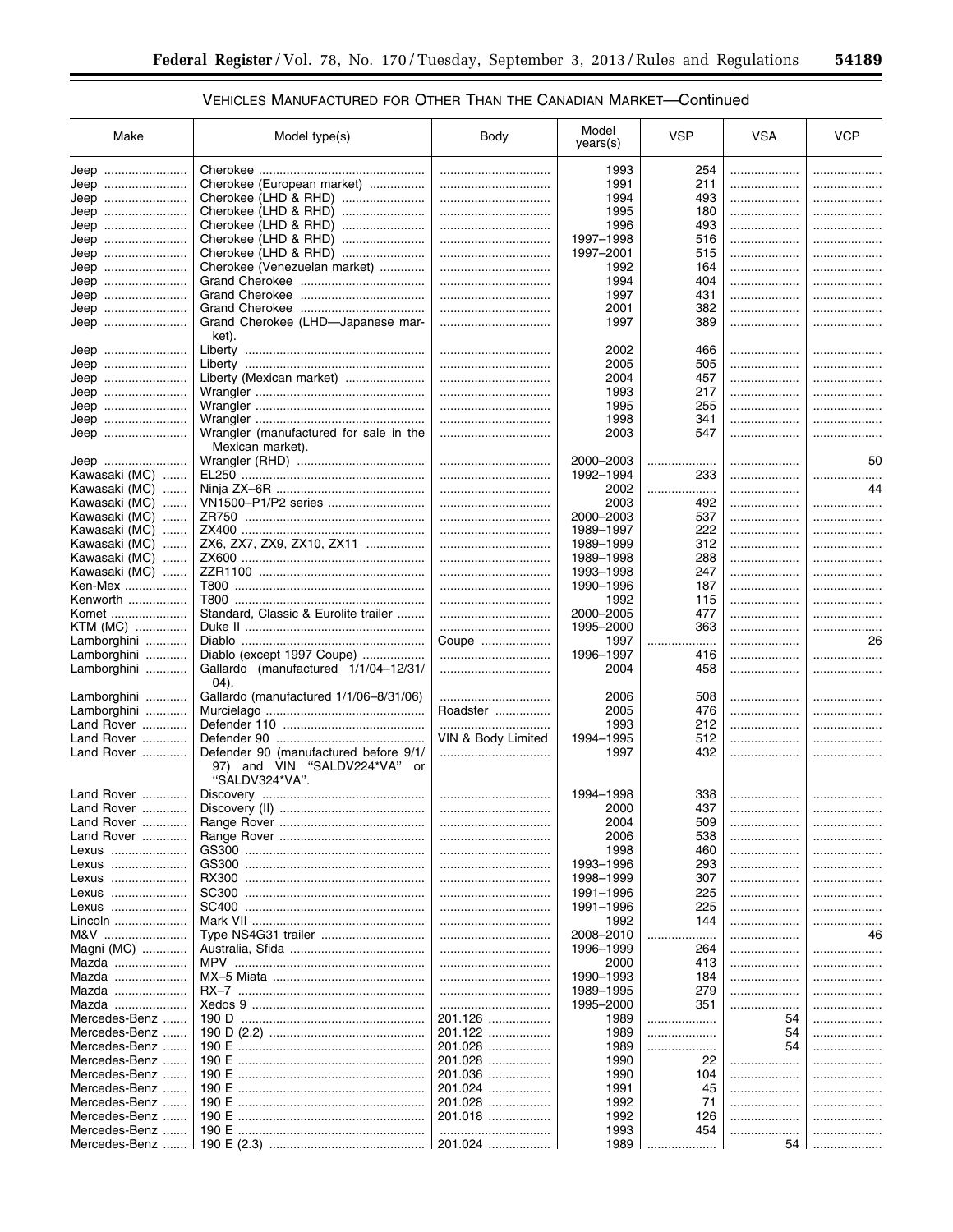## VEHICLES MANUFACTURED FOR OTHER THAN THE CANADIAN MARKET—Continued

| Make | Model type(s) | Body | Model years(s) | VSP | VSA | VCP |
|---|---|---|---|---|---|---|
| Jeep | Cherokee | | 1993 | 254 | | |
| Jeep | Cherokee (European market) | | 1991 | 211 | | |
| Jeep | Cherokee (LHD & RHD) | | 1994 | 493 | | |
| Jeep | Cherokee (LHD & RHD) | | 1995 | 180 | | |
| Jeep | Cherokee (LHD & RHD) | | 1996 | 493 | | |
| Jeep | Cherokee (LHD & RHD) | | 1997–1998 | 516 | | |
| Jeep | Cherokee (LHD & RHD) | | 1997–2001 | 515 | | |
| Jeep | Cherokee (Venezuelan market) | | 1992 | 164 | | |
| Jeep | Grand Cherokee | | 1994 | 404 | | |
| Jeep | Grand Cherokee | | 1997 | 431 | | |
| Jeep | Grand Cherokee | | 2001 | 382 | | |
| Jeep | Grand Cherokee (LHD—Japanese market). | | 1997 | 389 | | |
| Jeep | Liberty | | 2002 | 466 | | |
| Jeep | Liberty | | 2005 | 505 | | |
| Jeep | Liberty (Mexican market) | | 2004 | 457 | | |
| Jeep | Wrangler | | 1993 | 217 | | |
| Jeep | Wrangler | | 1995 | 255 | | |
| Jeep | Wrangler | | 1998 | 341 | | |
| Jeep | Wrangler (manufactured for sale in the Mexican market). | | 2003 | 547 | | |
| Jeep | Wrangler (RHD) | | 2000–2003 | | | 50 |
| Kawasaki (MC) | EL250 | | 1992–1994 | 233 | | |
| Kawasaki (MC) | Ninja ZX–6R | | 2002 | | | 44 |
| Kawasaki (MC) | VN1500–P1/P2 series | | 2003 | 492 | | |
| Kawasaki (MC) | ZR750 | | 2000–2003 | 537 | | |
| Kawasaki (MC) | ZX400 | | 1989–1997 | 222 | | |
| Kawasaki (MC) | ZX6, ZX7, ZX9, ZX10, ZX11 | | 1989–1999 | 312 | | |
| Kawasaki (MC) | ZX600 | | 1989–1998 | 288 | | |
| Kawasaki (MC) | ZZR1100 | | 1993–1998 | 247 | | |
| Ken-Mex | T800 | | 1990–1996 | 187 | | |
| Kenworth | T800 | | 1992 | 115 | | |
| Komet | Standard, Classic & Eurolite trailer | | 2000–2005 | 477 | | |
| KTM (MC) | Duke II | | 1995–2000 | 363 | | |
| Lamborghini | Diablo | Coupe | 1997 | | | 26 |
| Lamborghini | Diablo (except 1997 Coupe) | | 1996–1997 | 416 | | |
| Lamborghini | Gallardo (manufactured 1/1/04–12/31/04). | | 2004 | 458 | | |
| Lamborghini | Gallardo (manufactured 1/1/06–8/31/06) | | 2006 | 508 | | |
| Lamborghini | Murcielago | Roadster | 2005 | 476 | | |
| Land Rover | Defender 110 | | 1993 | 212 | | |
| Land Rover | Defender 90 | VIN & Body Limited | 1994–1995 | 512 | | |
| Land Rover | Defender 90 (manufactured before 9/1/97) and VIN "SALDV224*VA" or "SALDV324*VA". | | 1997 | 432 | | |
| Land Rover | Discovery | | 1994–1998 | 338 | | |
| Land Rover | Discovery (II) | | 2000 | 437 | | |
| Land Rover | Range Rover | | 2004 | 509 | | |
| Land Rover | Range Rover | | 2006 | 538 | | |
| Lexus | GS300 | | 1998 | 460 | | |
| Lexus | GS300 | | 1993–1996 | 293 | | |
| Lexus | RX300 | | 1998–1999 | 307 | | |
| Lexus | SC300 | | 1991–1996 | 225 | | |
| Lexus | SC400 | | 1991–1996 | 225 | | |
| Lincoln | Mark VII | | 1992 | 144 | | |
| M&V | Type NS4G31 trailer | | 2008–2010 | | | 46 |
| Magni (MC) | Australia, Sfida | | 1996–1999 | 264 | | |
| Mazda | MPV | | 2000 | 413 | | |
| Mazda | MX–5 Miata | | 1990–1993 | 184 | | |
| Mazda | RX–7 | | 1989–1995 | 279 | | |
| Mazda | Xedos 9 | | 1995–2000 | 351 | | |
| Mercedes-Benz | 190 D | 201.126 | 1989 | | 54 | |
| Mercedes-Benz | 190 D (2.2) | 201.122 | 1989 | | 54 | |
| Mercedes-Benz | 190 E | 201.028 | 1989 | | 54 | |
| Mercedes-Benz | 190 E | 201.028 | 1990 | 22 | | |
| Mercedes-Benz | 190 E | 201.036 | 1990 | 104 | | |
| Mercedes-Benz | 190 E | 201.024 | 1991 | 45 | | |
| Mercedes-Benz | 190 E | 201.028 | 1992 | 71 | | |
| Mercedes-Benz | 190 E | 201.018 | 1992 | 126 | | |
| Mercedes-Benz | 190 E | | 1993 | 454 | | |
| Mercedes-Benz | 190 E (2.3) | 201.024 | 1989 | | 54 | |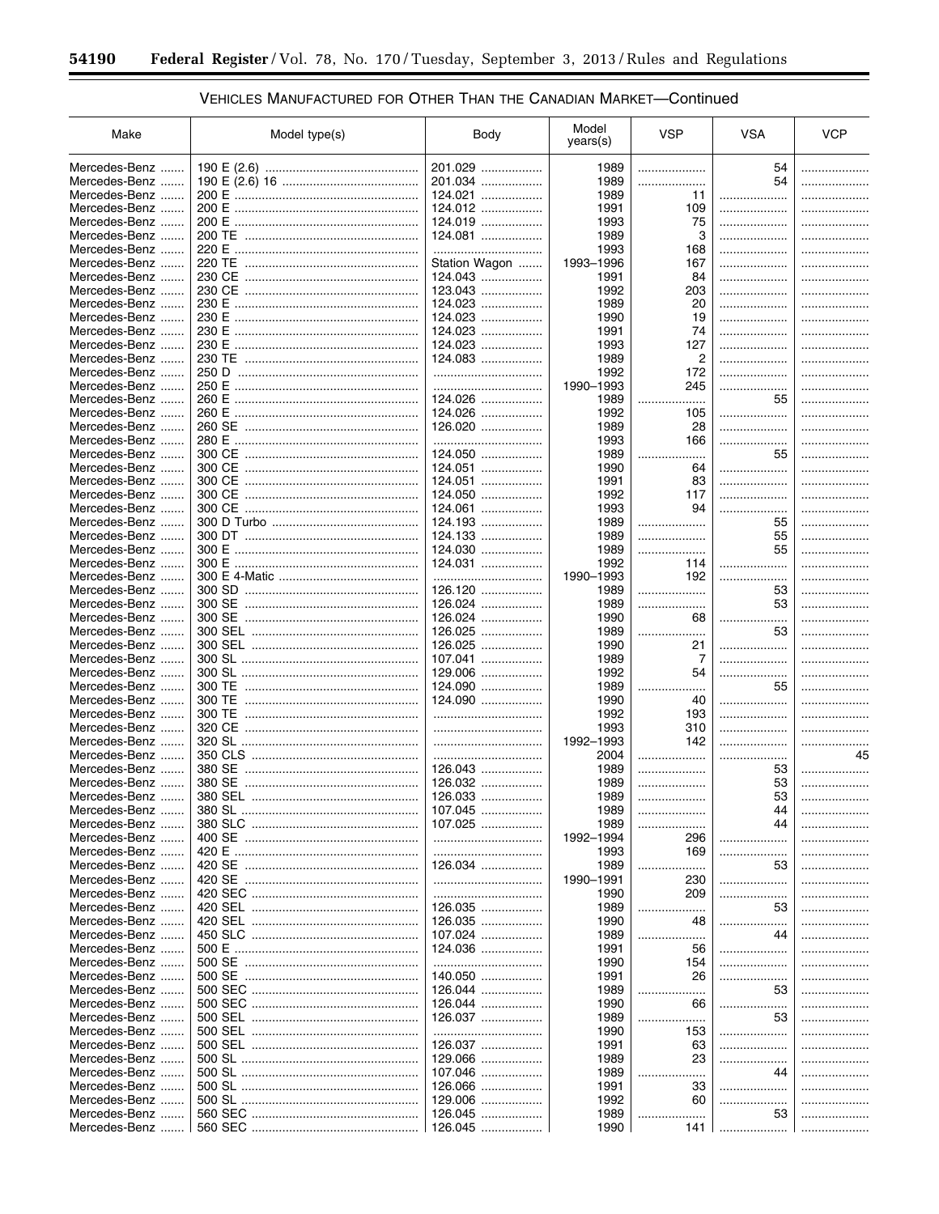VEHICLES MANUFACTURED FOR OTHER THAN THE CANADIAN MARKET—Continued

| Make | Model type(s) | Body | Model years(s) | VSP | VSA | VCP |
|---|---|---|---|---|---|---|
| Mercedes-Benz | 190 E (2.6) | 201.029 | 1989 | | 54 | |
| Mercedes-Benz | 190 E (2.6) 16 | 201.034 | 1989 | | 54 | |
| Mercedes-Benz | 200 E | 124.021 | 1989 | 11 | | |
| Mercedes-Benz | 200 E | 124.012 | 1991 | 109 | | |
| Mercedes-Benz | 200 E | 124.019 | 1993 | 75 | | |
| Mercedes-Benz | 200 TE | 124.081 | 1989 | 3 | | |
| Mercedes-Benz | 220 E | | 1993 | 168 | | |
| Mercedes-Benz | 220 TE | Station Wagon | 1993–1996 | 167 | | |
| Mercedes-Benz | 230 CE | 124.043 | 1991 | 84 | | |
| Mercedes-Benz | 230 CE | 123.043 | 1992 | 203 | | |
| Mercedes-Benz | 230 E | 124.023 | 1989 | 20 | | |
| Mercedes-Benz | 230 E | 124.023 | 1990 | 19 | | |
| Mercedes-Benz | 230 E | 124.023 | 1991 | 74 | | |
| Mercedes-Benz | 230 E | 124.023 | 1993 | 127 | | |
| Mercedes-Benz | 230 TE | 124.083 | 1989 | 2 | | |
| Mercedes-Benz | 250 D | | 1992 | 172 | | |
| Mercedes-Benz | 250 E | | 1990–1993 | 245 | | |
| Mercedes-Benz | 260 E | 124.026 | 1989 | | 55 | |
| Mercedes-Benz | 260 E | 124.026 | 1992 | 105 | | |
| Mercedes-Benz | 260 SE | 126.020 | 1989 | 28 | | |
| Mercedes-Benz | 280 E | | 1993 | 166 | | |
| Mercedes-Benz | 300 CE | 124.050 | 1989 | | 55 | |
| Mercedes-Benz | 300 CE | 124.051 | 1990 | 64 | | |
| Mercedes-Benz | 300 CE | 124.051 | 1991 | 83 | | |
| Mercedes-Benz | 300 CE | 124.050 | 1992 | 117 | | |
| Mercedes-Benz | 300 CE | 124.061 | 1993 | 94 | | |
| Mercedes-Benz | 300 D Turbo | 124.193 | 1989 | | 55 | |
| Mercedes-Benz | 300 DT | 124.133 | 1989 | | 55 | |
| Mercedes-Benz | 300 E | 124.030 | 1989 | | 55 | |
| Mercedes-Benz | 300 E | 124.031 | 1992 | 114 | | |
| Mercedes-Benz | 300 E 4-Matic | | 1990–1993 | 192 | | |
| Mercedes-Benz | 300 SD | 126.120 | 1989 | | 53 | |
| Mercedes-Benz | 300 SE | 126.024 | 1989 | | 53 | |
| Mercedes-Benz | 300 SE | 126.024 | 1990 | 68 | | |
| Mercedes-Benz | 300 SEL | 126.025 | 1989 | | 53 | |
| Mercedes-Benz | 300 SEL | 126.025 | 1990 | 21 | | |
| Mercedes-Benz | 300 SL | 107.041 | 1989 | 7 | | |
| Mercedes-Benz | 300 SL | 129.006 | 1992 | 54 | | |
| Mercedes-Benz | 300 TE | 124.090 | 1989 | | 55 | |
| Mercedes-Benz | 300 TE | 124.090 | 1990 | 40 | | |
| Mercedes-Benz | 300 TE | | 1992 | 193 | | |
| Mercedes-Benz | 320 CE | | 1993 | 310 | | |
| Mercedes-Benz | 320 SL | | 1992–1993 | 142 | | |
| Mercedes-Benz | 350 CLS | | 2004 | | | 45 |
| Mercedes-Benz | 380 SE | 126.043 | 1989 | | 53 | |
| Mercedes-Benz | 380 SE | 126.032 | 1989 | | 53 | |
| Mercedes-Benz | 380 SEL | 126.033 | 1989 | | 53 | |
| Mercedes-Benz | 380 SL | 107.045 | 1989 | | 44 | |
| Mercedes-Benz | 380 SLC | 107.025 | 1989 | | 44 | |
| Mercedes-Benz | 400 SE | | 1992–1994 | 296 | | |
| Mercedes-Benz | 420 E | | 1993 | 169 | | |
| Mercedes-Benz | 420 SE | 126.034 | 1989 | | 53 | |
| Mercedes-Benz | 420 SE | | 1990–1991 | 230 | | |
| Mercedes-Benz | 420 SEC | | 1990 | 209 | | |
| Mercedes-Benz | 420 SEL | 126.035 | 1989 | | 53 | |
| Mercedes-Benz | 420 SEL | 126.035 | 1990 | 48 | | |
| Mercedes-Benz | 450 SLC | 107.024 | 1989 | | 44 | |
| Mercedes-Benz | 500 E | 124.036 | 1991 | 56 | | |
| Mercedes-Benz | 500 SE | | 1990 | 154 | | |
| Mercedes-Benz | 500 SE | 140.050 | 1991 | 26 | | |
| Mercedes-Benz | 500 SEC | 126.044 | 1989 | | 53 | |
| Mercedes-Benz | 500 SEC | 126.044 | 1990 | 66 | | |
| Mercedes-Benz | 500 SEL | 126.037 | 1989 | | 53 | |
| Mercedes-Benz | 500 SEL | | 1990 | 153 | | |
| Mercedes-Benz | 500 SEL | 126.037 | 1991 | 63 | | |
| Mercedes-Benz | 500 SL | 129.066 | 1989 | 23 | | |
| Mercedes-Benz | 500 SL | 107.046 | 1989 | | 44 | |
| Mercedes-Benz | 500 SL | 126.066 | 1991 | 33 | | |
| Mercedes-Benz | 500 SL | 129.006 | 1992 | 60 | | |
| Mercedes-Benz | 560 SEC | 126.045 | 1989 | | 53 | |
| Mercedes-Benz | 560 SEC | 126.045 | 1990 | 141 | | |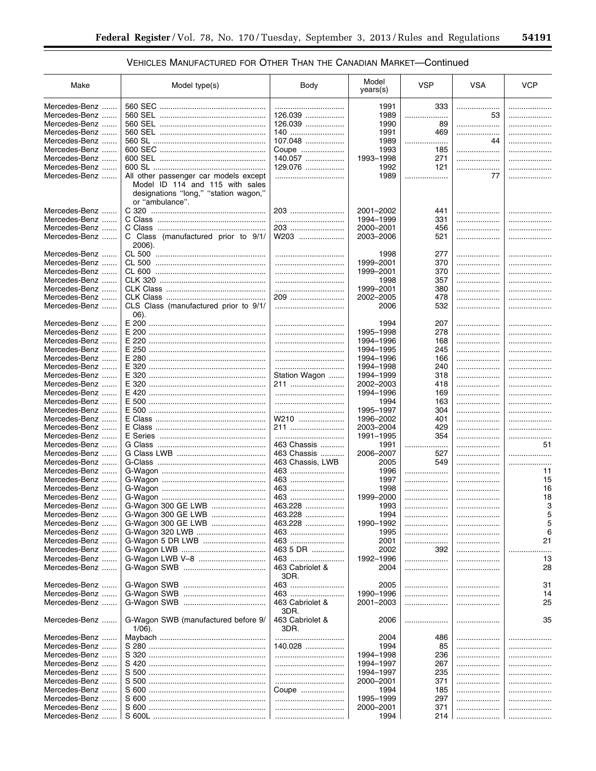## VEHICLES MANUFACTURED FOR OTHER THAN THE CANADIAN MARKET—Continued

| Make | Model type(s) | Body | Model years(s) | VSP | VSA | VCP |
|---|---|---|---|---|---|---|
| Mercedes-Benz | 560 SEC | | 1991 | 333 | | |
| Mercedes-Benz | 560 SEL | 126.039 | 1989 | | 53 | |
| Mercedes-Benz | 560 SEL | 126.039 | 1990 | 89 | | |
| Mercedes-Benz | 560 SEL | 140 | 1991 | 469 | | |
| Mercedes-Benz | 560 SL | 107.048 | 1989 | | 44 | |
| Mercedes-Benz | 600 SEC | Coupe | 1993 | 185 | | |
| Mercedes-Benz | 600 SEL | 140.057 | 1993–1998 | 271 | | |
| Mercedes-Benz | 600 SL | 129.076 | 1992 | 121 | | |
| Mercedes-Benz | All other passenger car models except Model ID 114 and 115 with sales designations "long," "station wagon," or "ambulance". | | 1989 | | 77 | |
| Mercedes-Benz | C 320 | 203 | 2001–2002 | 441 | | |
| Mercedes-Benz | C Class | | 1994–1999 | 331 | | |
| Mercedes-Benz | C Class | 203 | 2000–2001 | 456 | | |
| Mercedes-Benz | C Class (manufactured prior to 9/1/2006). | W203 | 2003–2006 | 521 | | |
| Mercedes-Benz | CL 500 | | 1998 | 277 | | |
| Mercedes-Benz | CL 500 | | 1999–2001 | 370 | | |
| Mercedes-Benz | CL 600 | | 1999–2001 | 370 | | |
| Mercedes-Benz | CLK 320 | | 1998 | 357 | | |
| Mercedes-Benz | CLK Class | | 1999–2001 | 380 | | |
| Mercedes-Benz | CLK Class | 209 | 2002–2005 | 478 | | |
| Mercedes-Benz | CLS Class (manufactured prior to 9/1/06). | | 2006 | 532 | | |
| Mercedes-Benz | E 200 | | 1994 | 207 | | |
| Mercedes-Benz | E 200 | | 1995–1998 | 278 | | |
| Mercedes-Benz | E 220 | | 1994–1996 | 168 | | |
| Mercedes-Benz | E 250 | | 1994–1995 | 245 | | |
| Mercedes-Benz | E 280 | | 1994–1996 | 166 | | |
| Mercedes-Benz | E 320 | | 1994–1998 | 240 | | |
| Mercedes-Benz | E 320 | Station Wagon | 1994–1999 | 318 | | |
| Mercedes-Benz | E 320 | 211 | 2002–2003 | 418 | | |
| Mercedes-Benz | E 420 | | 1994–1996 | 169 | | |
| Mercedes-Benz | E 500 | | 1994 | 163 | | |
| Mercedes-Benz | E 500 | | 1995–1997 | 304 | | |
| Mercedes-Benz | E Class | W210 | 1996–2002 | 401 | | |
| Mercedes-Benz | E Class | 211 | 2003–2004 | 429 | | |
| Mercedes-Benz | E Series | | 1991–1995 | 354 | | |
| Mercedes-Benz | G Class | 463 Chassis | 1991 | | | 51 |
| Mercedes-Benz | G Class LWB | 463 Chassis | 2006–2007 | 527 | | |
| Mercedes-Benz | G-Class | 463 Chassis, LWB | 2005 | 549 | | |
| Mercedes-Benz | G-Wagon | 463 | 1996 | | | 11 |
| Mercedes-Benz | G-Wagon | 463 | 1997 | | | 15 |
| Mercedes-Benz | G-Wagon | 463 | 1998 | | | 16 |
| Mercedes-Benz | G-Wagon | 463 | 1999–2000 | | | 18 |
| Mercedes-Benz | G-Wagon 300 GE LWB | 463.228 | 1993 | | | 3 |
| Mercedes-Benz | G-Wagon 300 GE LWB | 463.228 | 1994 | | | 5 |
| Mercedes-Benz | G-Wagon 300 GE LWB | 463.228 | 1990–1992 | | | 5 |
| Mercedes-Benz | G-Wagon 320 LWB | 463 | 1995 | | | 6 |
| Mercedes-Benz | G-Wagon 5 DR LWB | 463 | 2001 | | | 21 |
| Mercedes-Benz | G-Wagon LWB | 463 5 DR | 2002 | 392 | | |
| Mercedes-Benz | G-Wagon LWB V–8 | 463 | 1992–1996 | | | 13 |
| Mercedes-Benz | G-Wagon SWB | 463 Cabriolet & 3DR. | 2004 | | | 28 |
| Mercedes-Benz | G-Wagon SWB | 463 | 2005 | | | 31 |
| Mercedes-Benz | G-Wagon SWB | 463 | 1990–1996 | | | 14 |
| Mercedes-Benz | G-Wagon SWB | 463 Cabriolet & 3DR. | 2001–2003 | | | 25 |
| Mercedes-Benz | G-Wagon SWB (manufactured before 9/1/06). | 463 Cabriolet & 3DR. | 2006 | | | 35 |
| Mercedes-Benz | Maybach | | 2004 | 486 | | |
| Mercedes-Benz | S 280 | 140.028 | 1994 | 85 | | |
| Mercedes-Benz | S 320 | | 1994–1998 | 236 | | |
| Mercedes-Benz | S 420 | | 1994–1997 | 267 | | |
| Mercedes-Benz | S 500 | | 1994–1997 | 235 | | |
| Mercedes-Benz | S 500 | | 2000–2001 | 371 | | |
| Mercedes-Benz | S 600 | Coupe | 1994 | 185 | | |
| Mercedes-Benz | S 600 | | 1995–1999 | 297 | | |
| Mercedes-Benz | S 600 | | 2000–2001 | 371 | | |
| Mercedes-Benz | S 600L | | 1994 | 214 | | |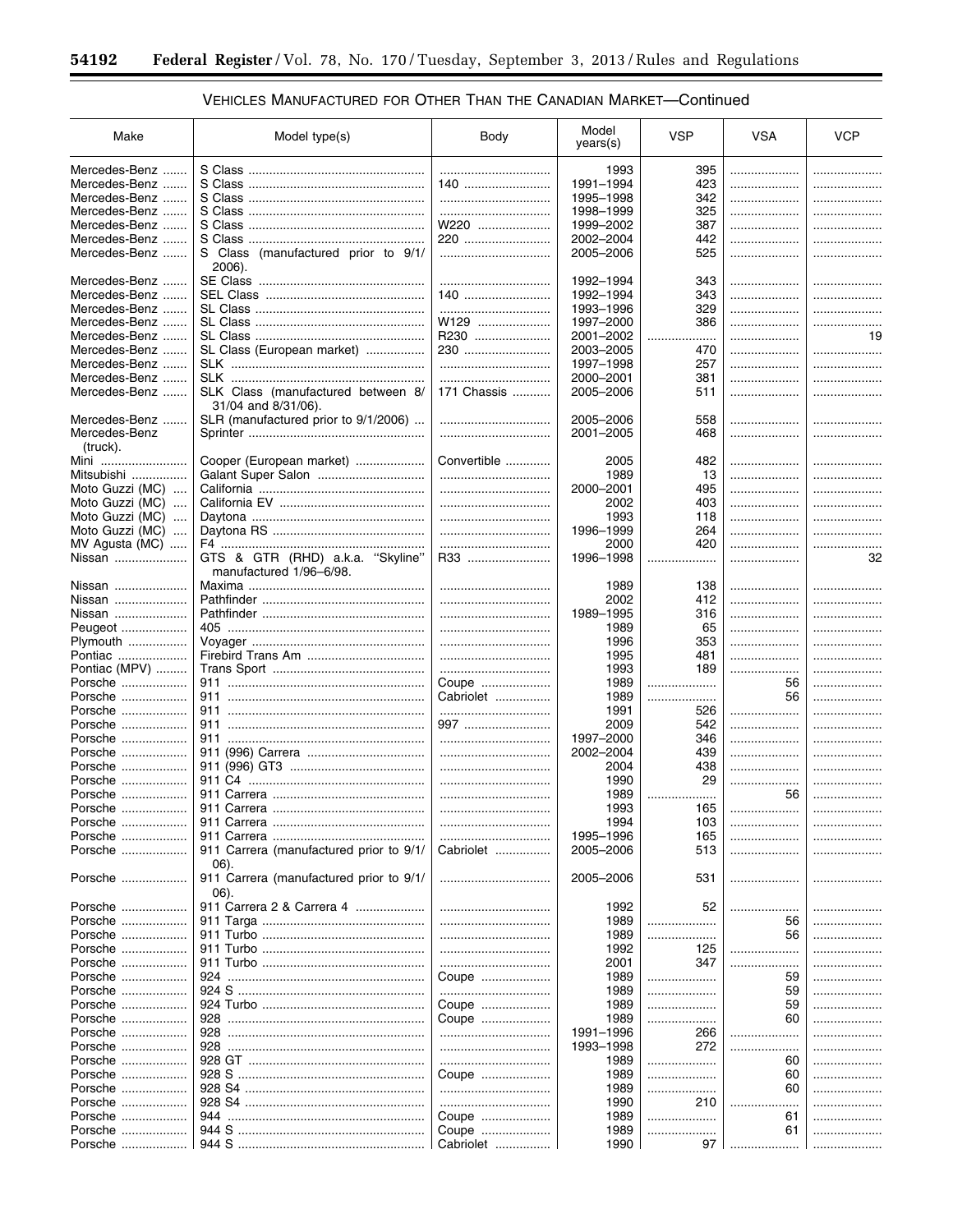## VEHICLES MANUFACTURED FOR OTHER THAN THE CANADIAN MARKET—Continued

| Make | Model type(s) | Body | Model years(s) | VSP | VSA | VCP |
|---|---|---|---|---|---|---|
| Mercedes-Benz | S Class | | 1993 | 395 | | |
| Mercedes-Benz | S Class | 140 | 1991–1994 | 423 | | |
| Mercedes-Benz | S Class | | 1995–1998 | 342 | | |
| Mercedes-Benz | S Class | | 1998–1999 | 325 | | |
| Mercedes-Benz | S Class | W220 | 1999–2002 | 387 | | |
| Mercedes-Benz | S Class | 220 | 2002–2004 | 442 | | |
| Mercedes-Benz | S Class (manufactured prior to 9/1/2006). | | 2005–2006 | 525 | | |
| Mercedes-Benz | SE Class | | 1992–1994 | 343 | | |
| Mercedes-Benz | SEL Class | 140 | 1992–1994 | 343 | | |
| Mercedes-Benz | SL Class | | 1993–1996 | 329 | | |
| Mercedes-Benz | SL Class | W129 | 1997–2000 | 386 | | |
| Mercedes-Benz | SL Class | R230 | 2001–2002 | | | 19 |
| Mercedes-Benz | SL Class (European market) | 230 | 2003–2005 | 470 | | |
| Mercedes-Benz | SLK | | 1997–1998 | 257 | | |
| Mercedes-Benz | SLK | | 2000–2001 | 381 | | |
| Mercedes-Benz | SLK Class (manufactured between 8/31/04 and 8/31/06). | 171 Chassis | 2005–2006 | 511 | | |
| Mercedes-Benz | SLR (manufactured prior to 9/1/2006) | | 2005–2006 | 558 | | |
| Mercedes-Benz (truck). | Sprinter | | 2001–2005 | 468 | | |
| Mini | Cooper (European market) | Convertible | 2005 | 482 | | |
| Mitsubishi | Galant Super Salon | | 1989 | 13 | | |
| Moto Guzzi (MC) | California | | 2000–2001 | 495 | | |
| Moto Guzzi (MC) | California EV | | 2002 | 403 | | |
| Moto Guzzi (MC) | Daytona | | 1993 | 118 | | |
| Moto Guzzi (MC) | Daytona RS | | 1996–1999 | 264 | | |
| MV Agusta (MC) | F4 | | 2000 | 420 | | |
| Nissan | GTS & GTR (RHD) a.k.a. "Skyline" manufactured 1/96–6/98. | R33 | 1996–1998 | | | 32 |
| Nissan | Maxima | | 1989 | 138 | | |
| Nissan | Pathfinder | | 2002 | 412 | | |
| Nissan | Pathfinder | | 1989–1995 | 316 | | |
| Peugeot | 405 | | 1989 | 65 | | |
| Plymouth | Voyager | | 1996 | 353 | | |
| Pontiac | Firebird Trans Am | | 1995 | 481 | | |
| Pontiac (MPV) | Trans Sport | | 1993 | 189 | | |
| Porsche | 911 | Coupe | 1989 | | 56 | |
| Porsche | 911 | Cabriolet | 1989 | | 56 | |
| Porsche | 911 | | 1991 | 526 | | |
| Porsche | 911 | 997 | 2009 | 542 | | |
| Porsche | 911 | | 1997–2000 | 346 | | |
| Porsche | 911 (996) Carrera | | 2002–2004 | 439 | | |
| Porsche | 911 (996) GT3 | | 2004 | 438 | | |
| Porsche | 911 C4 | | 1990 | 29 | | |
| Porsche | 911 Carrera | | 1989 | | 56 | |
| Porsche | 911 Carrera | | 1993 | 165 | | |
| Porsche | 911 Carrera | | 1994 | 103 | | |
| Porsche | 911 Carrera | | 1995–1996 | 165 | | |
| Porsche | 911 Carrera (manufactured prior to 9/1/06). | Cabriolet | 2005–2006 | 513 | | |
| Porsche | 911 Carrera (manufactured prior to 9/1/06). | | 2005–2006 | 531 | | |
| Porsche | 911 Carrera 2 & Carrera 4 | | 1992 | 52 | | |
| Porsche | 911 Targa | | 1989 | | 56 | |
| Porsche | 911 Turbo | | 1989 | | 56 | |
| Porsche | 911 Turbo | | 1992 | 125 | | |
| Porsche | 911 Turbo | | 2001 | 347 | | |
| Porsche | 924 | Coupe | 1989 | | 59 | |
| Porsche | 924 S | | 1989 | | 59 | |
| Porsche | 924 Turbo | Coupe | 1989 | | 59 | |
| Porsche | 928 | Coupe | 1989 | | 60 | |
| Porsche | 928 | | 1991–1996 | 266 | | |
| Porsche | 928 | | 1993–1998 | 272 | | |
| Porsche | 928 GT | | 1989 | | 60 | |
| Porsche | 928 S | Coupe | 1989 | | 60 | |
| Porsche | 928 S4 | | 1989 | | 60 | |
| Porsche | 928 S4 | | 1990 | 210 | | |
| Porsche | 944 | Coupe | 1989 | | 61 | |
| Porsche | 944 S | Coupe | 1989 | | 61 | |
| Porsche | 944 S | Cabriolet | 1990 | 97 | | |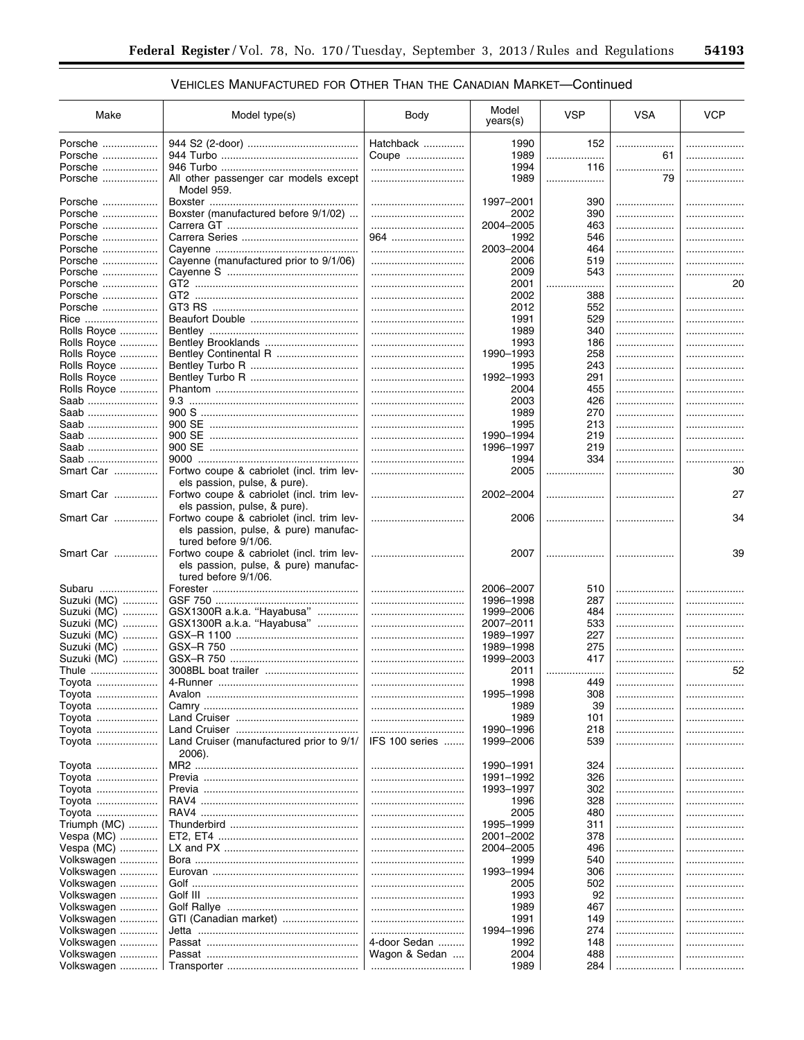## VEHICLES MANUFACTURED FOR OTHER THAN THE CANADIAN MARKET—Continued

| Make | Model type(s) | Body | Model years(s) | VSP | VSA | VCP |
|---|---|---|---|---|---|---|
| Porsche | 944 S2 (2-door) | Hatchback | 1990 | 152 | | |
| Porsche | 944 Turbo | Coupe | 1989 | | 61 | |
| Porsche | 946 Turbo | | 1994 | 116 | | |
| Porsche | All other passenger car models except Model 959. | | 1989 | | 79 | |
| Porsche | Boxster | | 1997–2001 | 390 | | |
| Porsche | Boxster (manufactured before 9/1/02) | | 2002 | 390 | | |
| Porsche | Carrera GT | | 2004–2005 | 463 | | |
| Porsche | Carrera Series | 964 | 1992 | 546 | | |
| Porsche | Cayenne | | 2003–2004 | 464 | | |
| Porsche | Cayenne (manufactured prior to 9/1/06) | | 2006 | 519 | | |
| Porsche | Cayenne S | | 2009 | 543 | | |
| Porsche | GT2 | | 2001 | | | 20 |
| Porsche | GT2 | | 2002 | 388 | | |
| Porsche | GT3 RS | | 2012 | 552 | | |
| Rice | Beaufort Double | | 1991 | 529 | | |
| Rolls Royce | Bentley | | 1989 | 340 | | |
| Rolls Royce | Bentley Brooklands | | 1993 | 186 | | |
| Rolls Royce | Bentley Continental R | | 1990–1993 | 258 | | |
| Rolls Royce | Bentley Turbo R | | 1995 | 243 | | |
| Rolls Royce | Bentley Turbo R | | 1992–1993 | 291 | | |
| Rolls Royce | Phantom | | 2004 | 455 | | |
| Saab | 9.3 | | 2003 | 426 | | |
| Saab | 900 S | | 1989 | 270 | | |
| Saab | 900 SE | | 1995 | 213 | | |
| Saab | 900 SE | | 1990–1994 | 219 | | |
| Saab | 900 SE | | 1996–1997 | 219 | | |
| Saab | 9000 | | 1994 | 334 | | |
| Smart Car | Fortwo coupe & cabriolet (incl. trim levels passion, pulse, & pure). | | 2005 | | | 30 |
| Smart Car | Fortwo coupe & cabriolet (incl. trim levels passion, pulse, & pure). | | 2002–2004 | | | 27 |
| Smart Car | Fortwo coupe & cabriolet (incl. trim levels passion, pulse, & pure) manufactured before 9/1/06. | | 2006 | | | 34 |
| Smart Car | Fortwo coupe & cabriolet (incl. trim levels passion, pulse, & pure) manufactured before 9/1/06. | | 2007 | | | 39 |
| Subaru | Forester | | 2006–2007 | 510 | | |
| Suzuki (MC) | GSF 750 | | 1996–1998 | 287 | | |
| Suzuki (MC) | GSX1300R a.k.a. "Hayabusa" | | 1999–2006 | 484 | | |
| Suzuki (MC) | GSX1300R a.k.a. "Hayabusa" | | 2007–2011 | 533 | | |
| Suzuki (MC) | GSX–R 1100 | | 1989–1997 | 227 | | |
| Suzuki (MC) | GSX–R 750 | | 1989–1998 | 275 | | |
| Suzuki (MC) | GSX–R 750 | | 1999–2003 | 417 | | |
| Thule | 3008BL boat trailer | | 2011 | | | 52 |
| Toyota | 4-Runner | | 1998 | 449 | | |
| Toyota | Avalon | | 1995–1998 | 308 | | |
| Toyota | Camry | | 1989 | 39 | | |
| Toyota | Land Cruiser | | 1989 | 101 | | |
| Toyota | Land Cruiser | | 1990–1996 | 218 | | |
| Toyota | Land Cruiser (manufactured prior to 9/1/2006). | IFS 100 series | 1999–2006 | 539 | | |
| Toyota | MR2 | | 1990–1991 | 324 | | |
| Toyota | Previa | | 1991–1992 | 326 | | |
| Toyota | Previa | | 1993–1997 | 302 | | |
| Toyota | RAV4 | | 1996 | 328 | | |
| Toyota | RAV4 | | 2005 | 480 | | |
| Triumph (MC) | Thunderbird | | 1995–1999 | 311 | | |
| Vespa (MC) | ET2, ET4 | | 2001–2002 | 378 | | |
| Vespa (MC) | LX and PX | | 2004–2005 | 496 | | |
| Volkswagen | Bora | | 1999 | 540 | | |
| Volkswagen | Eurovan | | 1993–1994 | 306 | | |
| Volkswagen | Golf | | 2005 | 502 | | |
| Volkswagen | Golf III | | 1993 | 92 | | |
| Volkswagen | Golf Rallye | | 1989 | 467 | | |
| Volkswagen | GTI (Canadian market) | | 1991 | 149 | | |
| Volkswagen | Jetta | | 1994–1996 | 274 | | |
| Volkswagen | Passat | 4-door Sedan | 1992 | 148 | | |
| Volkswagen | Passat | Wagon & Sedan | 2004 | 488 | | |
| Volkswagen | Transporter | | 1989 | 284 | | |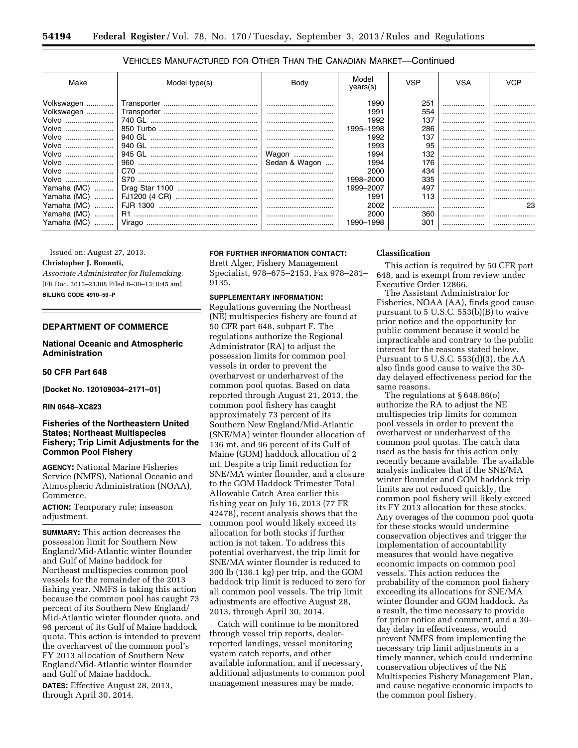VEHICLES MANUFACTURED FOR OTHER THAN THE CANADIAN MARKET—Continued

| Make | Model type(s) | Body | Model years(s) | VSP | VSA | VCP |
|---|---|---|---|---|---|---|
| Volkswagen | Transporter | | 1990 | 251 | | |
| Volkswagen | Transporter | | 1991 | 554 | | |
| Volvo | 740 GL | | 1992 | 137 | | |
| Volvo | 850 Turbo | | 1995–1998 | 286 | | |
| Volvo | 940 GL | | 1992 | 137 | | |
| Volvo | 940 GL | | 1993 | 95 | | |
| Volvo | 945 GL | Wagon | 1994 | 132 | | |
| Volvo | 960 | Sedan & Wagon | 1994 | 176 | | |
| Volvo | C70 | | 2000 | 434 | | |
| Volvo | S70 | | 1998–2000 | 335 | | |
| Yamaha (MC) | Drag Star 1100 | | 1999–2007 | 497 | | |
| Yamaha (MC) | FJ1200 (4 CR) | | 1991 | 113 | | |
| Yamaha (MC) | FJR 1300 | | 2002 | | | 23 |
| Yamaha (MC) | R1 | | 2000 | 360 | | |
| Yamaha (MC) | Virago | | 1990–1998 | 301 | | |

Issued on: August 27, 2013.

**Christopher J. Bonanti,**

*Associate Administrator for Rulemaking.*

[FR Doc. 2013–21308 Filed 8–30–13; 8:45 am]

**BILLING CODE 4910–59–P**

---

**DEPARTMENT OF COMMERCE**

**National Oceanic and Atmospheric Administration**

**50 CFR Part 648**

**[Docket No. 120109034–2171–01]**

**RIN 0648–XC823**

**Fisheries of the Northeastern United States; Northeast Multispecies Fishery; Trip Limit Adjustments for the Common Pool Fishery**

**AGENCY:** National Marine Fisheries Service (NMFS), National Oceanic and Atmospheric Administration (NOAA), Commerce.

**ACTION:** Temporary rule; inseason adjustment.

**SUMMARY:** This action decreases the possession limit for Southern New England/Mid-Atlantic winter flounder and Gulf of Maine haddock for Northeast multispecies common pool vessels for the remainder of the 2013 fishing year. NMFS is taking this action because the common pool has caught 73 percent of its Southern New England/Mid-Atlantic winter flounder quota, and 96 percent of its Gulf of Maine haddock quota. This action is intended to prevent the overharvest of the common pool's FY 2013 allocation of Southern New England/Mid-Atlantic winter flounder and Gulf of Maine haddock.

**DATES:** Effective August 28, 2013, through April 30, 2014.

**FOR FURTHER INFORMATION CONTACT:** Brett Alger, Fishery Management Specialist, 978–675–2153, Fax 978–281–9135.

**SUPPLEMENTARY INFORMATION:** Regulations governing the Northeast (NE) multispecies fishery are found at 50 CFR part 648, subpart F. The regulations authorize the Regional Administrator (RA) to adjust the possession limits for common pool vessels in order to prevent the overharvest or underharvest of the common pool quotas. Based on data reported through August 21, 2013, the common pool fishery has caught approximately 73 percent of its Southern New England/Mid-Atlantic (SNE/MA) winter flounder allocation of 136 mt, and 96 percent of its Gulf of Maine (GOM) haddock allocation of 2 mt. Despite a trip limit reduction for SNE/MA winter flounder, and a closure to the GOM Haddock Trimester Total Allowable Catch Area earlier this fishing year on July 16, 2013 (77 FR 42478), recent analysis shows that the common pool would likely exceed its allocation for both stocks if further action is not taken. To address this potential overharvest, the trip limit for SNE/MA winter flounder is reduced to 300 lb (136.1 kg) per trip, and the GOM haddock trip limit is reduced to zero for all common pool vessels. The trip limit adjustments are effective August 28, 2013, through April 30, 2014.

Catch will continue to be monitored through vessel trip reports, dealer-reported landings, vessel monitoring system catch reports, and other available information, and if necessary, additional adjustments to common pool management measures may be made.

**Classification**

This action is required by 50 CFR part 648, and is exempt from review under Executive Order 12866.

The Assistant Administrator for Fisheries, NOAA (AA), finds good cause pursuant to 5 U.S.C. 553(b)(B) to waive prior notice and the opportunity for public comment because it would be impracticable and contrary to the public interest for the reasons stated below. Pursuant to 5 U.S.C. 553(d)(3), the AA also finds good cause to waive the 30-day delayed effectiveness period for the same reasons.

The regulations at § 648.86(o) authorize the RA to adjust the NE multispecies trip limits for common pool vessels in order to prevent the overharvest or underharvest of the common pool quotas. The catch data used as the basis for this action only recently became available. The available analysis indicates that if the SNE/MA winter flounder and GOM haddock trip limits are not reduced quickly, the common pool fishery will likely exceed its FY 2013 allocation for these stocks. Any overages of the common pool quota for these stocks would undermine conservation objectives and trigger the implementation of accountability measures that would have negative economic impacts on common pool vessels. This action reduces the probability of the common pool fishery exceeding its allocations for SNE/MA winter flounder and GOM haddock. As a result, the time necessary to provide for prior notice and comment, and a 30-day delay in effectiveness, would prevent NMFS from implementing the necessary trip limit adjustments in a timely manner, which could undermine conservation objectives of the NE Multispecies Fishery Management Plan, and cause negative economic impacts to the common pool fishery.